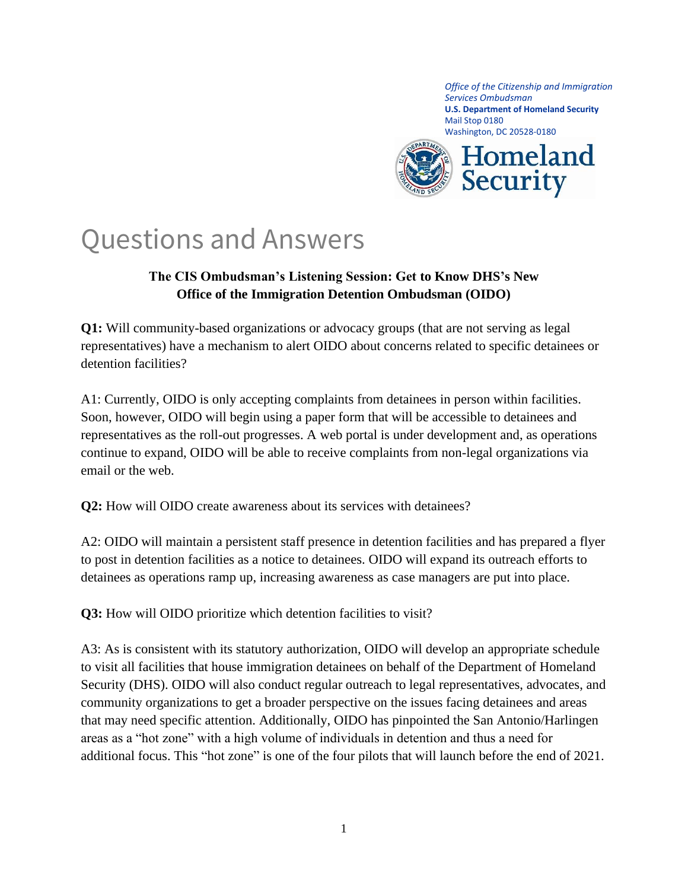*Office of the Citizenship and Immigration Services Ombudsman*
**U.S. Department of Homeland Security**
Mail Stop 0180
Washington, DC 20528-0180

Homeland Security

# Questions and Answers

**The CIS Ombudsman's Listening Session: Get to Know DHS's New Office of the Immigration Detention Ombudsman (OIDO)**

**Q1:** Will community-based organizations or advocacy groups (that are not serving as legal representatives) have a mechanism to alert OIDO about concerns related to specific detainees or detention facilities?

A1: Currently, OIDO is only accepting complaints from detainees in person within facilities. Soon, however, OIDO will begin using a paper form that will be accessible to detainees and representatives as the roll-out progresses. A web portal is under development and, as operations continue to expand, OIDO will be able to receive complaints from non-legal organizations via email or the web.

**Q2:** How will OIDO create awareness about its services with detainees?

A2: OIDO will maintain a persistent staff presence in detention facilities and has prepared a flyer to post in detention facilities as a notice to detainees. OIDO will expand its outreach efforts to detainees as operations ramp up, increasing awareness as case managers are put into place.

**Q3:** How will OIDO prioritize which detention facilities to visit?

A3: As is consistent with its statutory authorization, OIDO will develop an appropriate schedule to visit all facilities that house immigration detainees on behalf of the Department of Homeland Security (DHS). OIDO will also conduct regular outreach to legal representatives, advocates, and community organizations to get a broader perspective on the issues facing detainees and areas that may need specific attention. Additionally, OIDO has pinpointed the San Antonio/Harlingen areas as a "hot zone" with a high volume of individuals in detention and thus a need for additional focus. This "hot zone" is one of the four pilots that will launch before the end of 2021.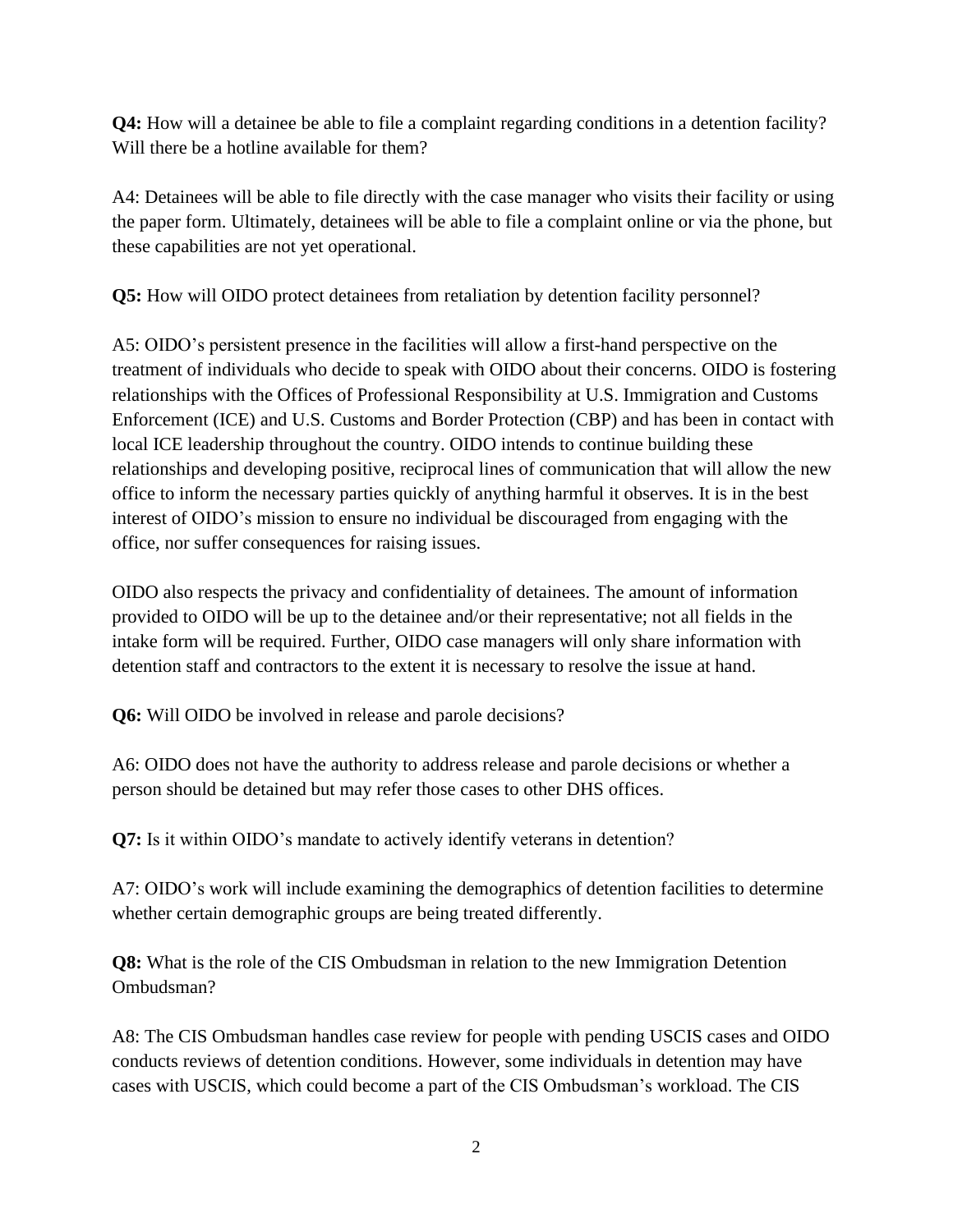**Q4:** How will a detainee be able to file a complaint regarding conditions in a detention facility? Will there be a hotline available for them?

A4: Detainees will be able to file directly with the case manager who visits their facility or using the paper form. Ultimately, detainees will be able to file a complaint online or via the phone, but these capabilities are not yet operational.

**Q5:** How will OIDO protect detainees from retaliation by detention facility personnel?

A5: OIDO's persistent presence in the facilities will allow a first-hand perspective on the treatment of individuals who decide to speak with OIDO about their concerns. OIDO is fostering relationships with the Offices of Professional Responsibility at U.S. Immigration and Customs Enforcement (ICE) and U.S. Customs and Border Protection (CBP) and has been in contact with local ICE leadership throughout the country. OIDO intends to continue building these relationships and developing positive, reciprocal lines of communication that will allow the new office to inform the necessary parties quickly of anything harmful it observes. It is in the best interest of OIDO's mission to ensure no individual be discouraged from engaging with the office, nor suffer consequences for raising issues.

OIDO also respects the privacy and confidentiality of detainees. The amount of information provided to OIDO will be up to the detainee and/or their representative; not all fields in the intake form will be required. Further, OIDO case managers will only share information with detention staff and contractors to the extent it is necessary to resolve the issue at hand.

**Q6:** Will OIDO be involved in release and parole decisions?

A6: OIDO does not have the authority to address release and parole decisions or whether a person should be detained but may refer those cases to other DHS offices.

**Q7:** Is it within OIDO's mandate to actively identify veterans in detention?

A7: OIDO's work will include examining the demographics of detention facilities to determine whether certain demographic groups are being treated differently.

**Q8:** What is the role of the CIS Ombudsman in relation to the new Immigration Detention Ombudsman?

A8: The CIS Ombudsman handles case review for people with pending USCIS cases and OIDO conducts reviews of detention conditions. However, some individuals in detention may have cases with USCIS, which could become a part of the CIS Ombudsman's workload. The CIS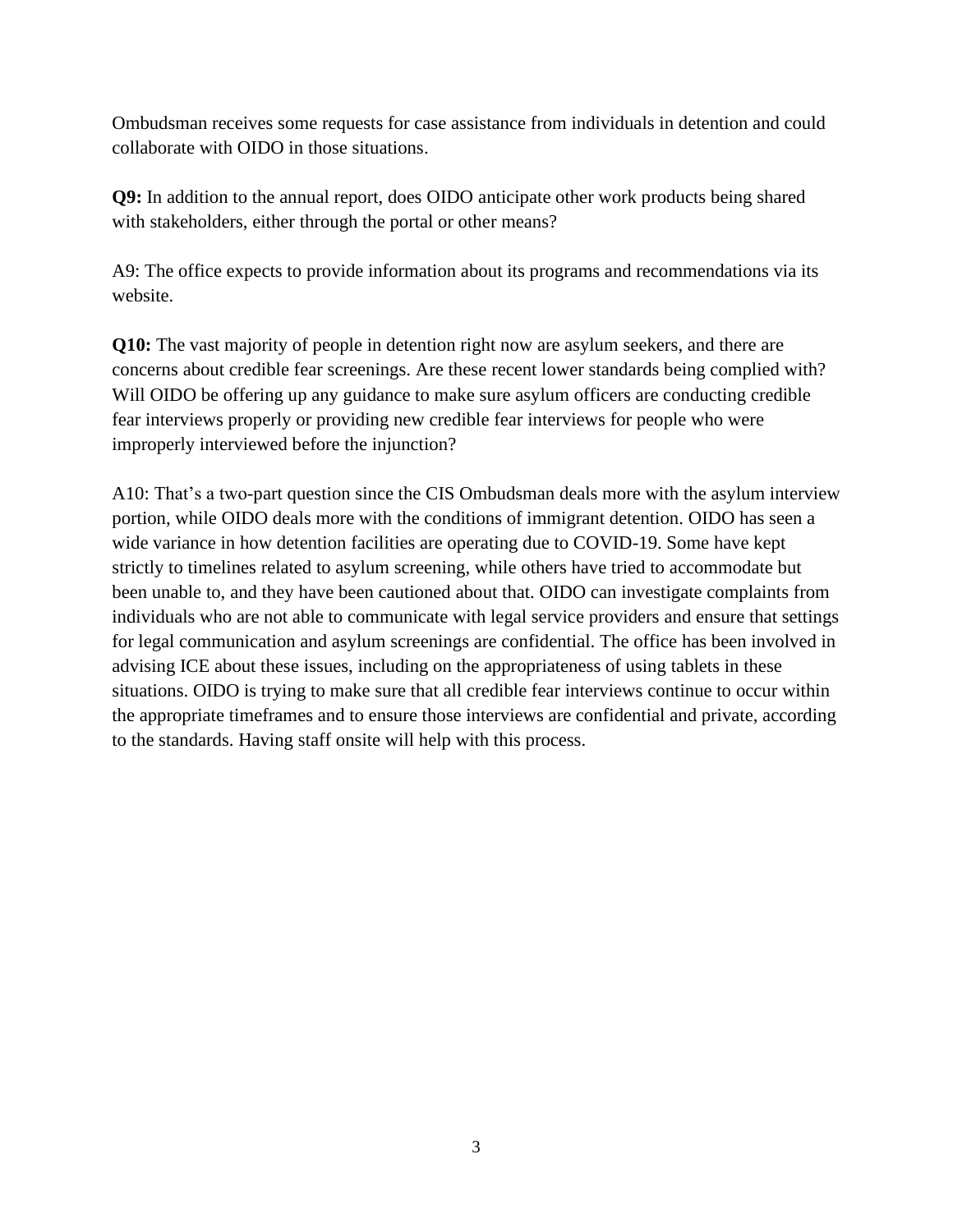Ombudsman receives some requests for case assistance from individuals in detention and could collaborate with OIDO in those situations.

**Q9:** In addition to the annual report, does OIDO anticipate other work products being shared with stakeholders, either through the portal or other means?

A9: The office expects to provide information about its programs and recommendations via its website.

**Q10:** The vast majority of people in detention right now are asylum seekers, and there are concerns about credible fear screenings. Are these recent lower standards being complied with? Will OIDO be offering up any guidance to make sure asylum officers are conducting credible fear interviews properly or providing new credible fear interviews for people who were improperly interviewed before the injunction?

A10: That's a two-part question since the CIS Ombudsman deals more with the asylum interview portion, while OIDO deals more with the conditions of immigrant detention. OIDO has seen a wide variance in how detention facilities are operating due to COVID-19. Some have kept strictly to timelines related to asylum screening, while others have tried to accommodate but been unable to, and they have been cautioned about that. OIDO can investigate complaints from individuals who are not able to communicate with legal service providers and ensure that settings for legal communication and asylum screenings are confidential. The office has been involved in advising ICE about these issues, including on the appropriateness of using tablets in these situations. OIDO is trying to make sure that all credible fear interviews continue to occur within the appropriate timeframes and to ensure those interviews are confidential and private, according to the standards. Having staff onsite will help with this process.